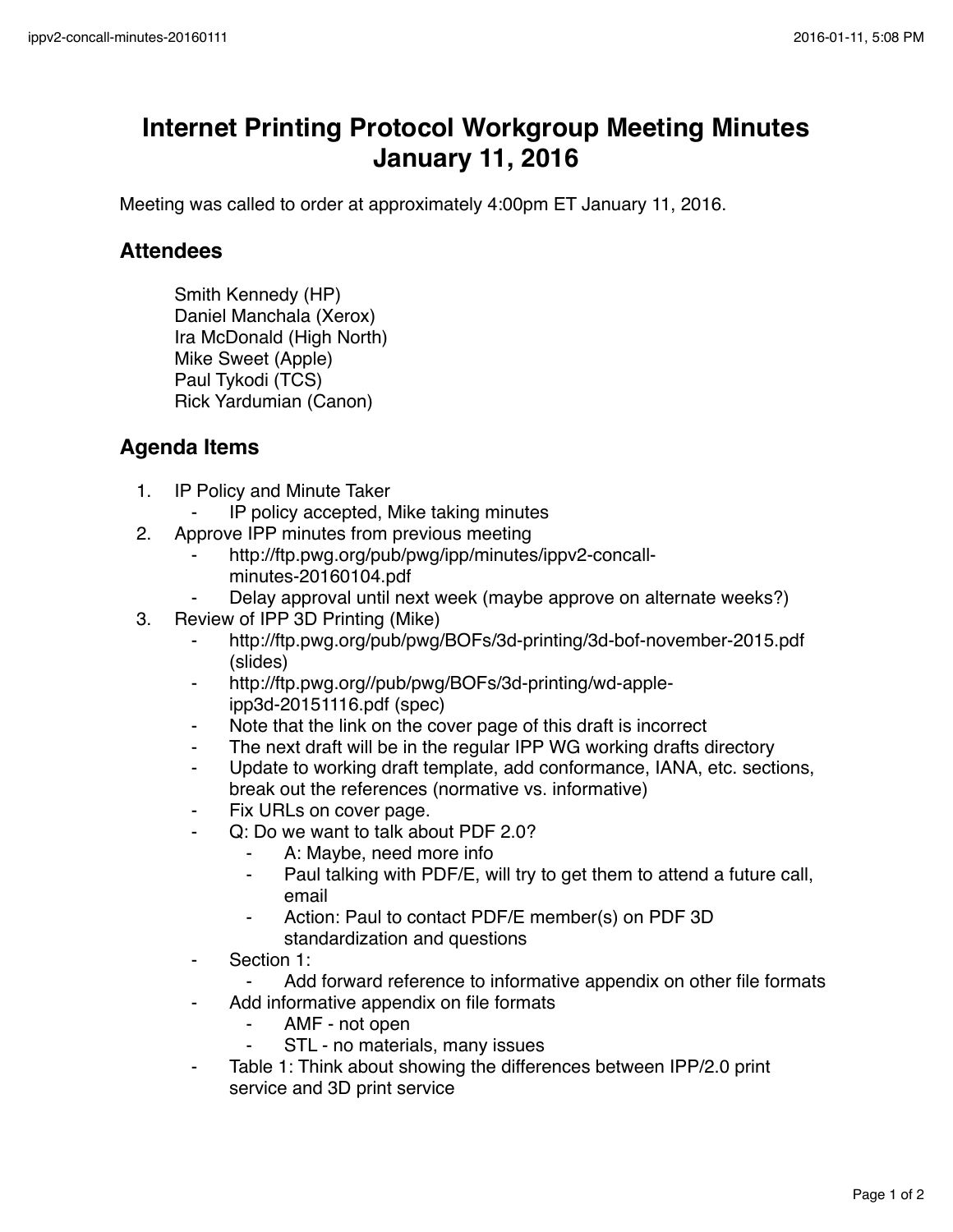# Internet Printing Protocol Workgroup Meeting Minutes January 11, 2016

Meeting was called to order at approximately 4:00pm ET January 11, 2016.

## Attendees

Smith Kennedy (HP)
Daniel Manchala (Xerox)
Ira McDonald (High North)
Mike Sweet (Apple)
Paul Tykodi (TCS)
Rick Yardumian (Canon)

## Agenda Items

1. IP Policy and Minute Taker
    - IP policy accepted, Mike taking minutes
2. Approve IPP minutes from previous meeting
    - http://ftp.pwg.org/pub/pwg/ipp/minutes/ippv2-concall-minutes-20160104.pdf
    - Delay approval until next week (maybe approve on alternate weeks?)
3. Review of IPP 3D Printing (Mike)
    - http://ftp.pwg.org/pub/pwg/BOFs/3d-printing/3d-bof-november-2015.pdf (slides)
    - http://ftp.pwg.org//pub/pwg/BOFs/3d-printing/wd-apple-ipp3d-20151116.pdf (spec)
    - Note that the link on the cover page of this draft is incorrect
    - The next draft will be in the regular IPP WG working drafts directory
    - Update to working draft template, add conformance, IANA, etc. sections, break out the references (normative vs. informative)
    - Fix URLs on cover page.
    - Q: Do we want to talk about PDF 2.0?
        - A: Maybe, need more info
        - Paul talking with PDF/E, will try to get them to attend a future call, email
        - Action: Paul to contact PDF/E member(s) on PDF 3D standardization and questions
    - Section 1:
        - Add forward reference to informative appendix on other file formats
    - Add informative appendix on file formats
        - AMF - not open
        - STL - no materials, many issues
    - Table 1: Think about showing the differences between IPP/2.0 print service and 3D print service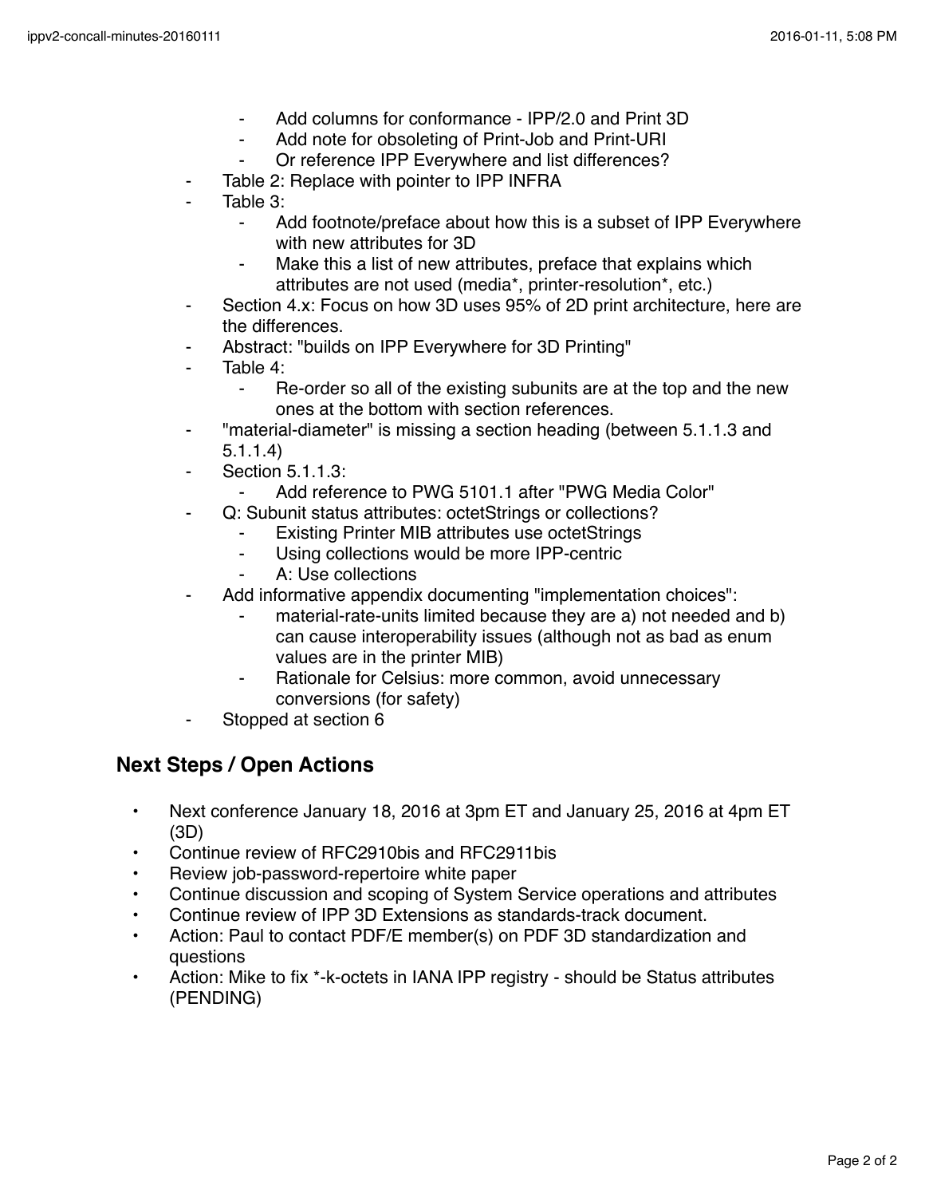- Add columns for conformance - IPP/2.0 and Print 3D
    - Add note for obsoleting of Print-Job and Print-URI
    - Or reference IPP Everywhere and list differences?
- Table 2: Replace with pointer to IPP INFRA
- Table 3:
    - Add footnote/preface about how this is a subset of IPP Everywhere with new attributes for 3D
    - Make this a list of new attributes, preface that explains which attributes are not used (media*, printer-resolution*, etc.)
- Section 4.x: Focus on how 3D uses 95% of 2D print architecture, here are the differences.
- Abstract: "builds on IPP Everywhere for 3D Printing"
- Table 4:
    - Re-order so all of the existing subunits are at the top and the new ones at the bottom with section references.
- "material-diameter" is missing a section heading (between 5.1.1.3 and 5.1.1.4)
- Section 5.1.1.3:
    - Add reference to PWG 5101.1 after "PWG Media Color"
- Q: Subunit status attributes: octetStrings or collections?
    - Existing Printer MIB attributes use octetStrings
    - Using collections would be more IPP-centric
    - A: Use collections
- Add informative appendix documenting "implementation choices":
    - material-rate-units limited because they are a) not needed and b) can cause interoperability issues (although not as bad as enum values are in the printer MIB)
    - Rationale for Celsius: more common, avoid unnecessary conversions (for safety)
- Stopped at section 6

## Next Steps / Open Actions

- Next conference January 18, 2016 at 3pm ET and January 25, 2016 at 4pm ET (3D)
- Continue review of RFC2910bis and RFC2911bis
- Review job-password-repertoire white paper
- Continue discussion and scoping of System Service operations and attributes
- Continue review of IPP 3D Extensions as standards-track document.
- Action: Paul to contact PDF/E member(s) on PDF 3D standardization and questions
- Action: Mike to fix *-k-octets in IANA IPP registry - should be Status attributes (PENDING)